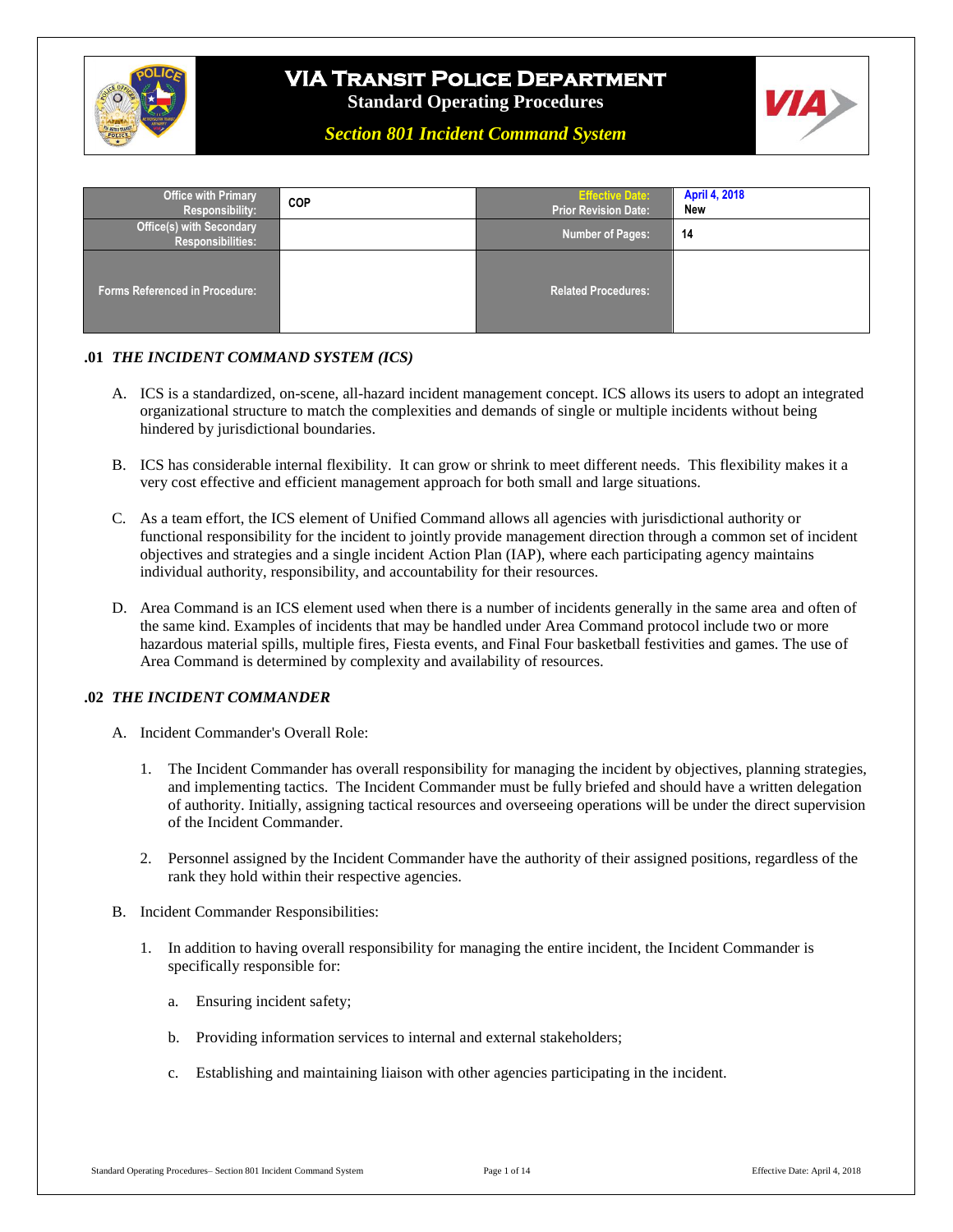# VIA Transit Police Department

**Standard Operating Procedures**

***Section 801 Incident Command System***

| Office with Primary Responsibility: | COP | Effective Date: Prior Revision Date: | April 4, 2018 New |
| --- | --- | --- | --- |
| Office(s) with Secondary Responsibilities: | | Number of Pages: | 14 |
| Forms Referenced in Procedure: | | Related Procedures: | |

## .01 *THE INCIDENT COMMAND SYSTEM (ICS)*

A. ICS is a standardized, on-scene, all-hazard incident management concept. ICS allows its users to adopt an integrated organizational structure to match the complexities and demands of single or multiple incidents without being hindered by jurisdictional boundaries.

B. ICS has considerable internal flexibility. It can grow or shrink to meet different needs. This flexibility makes it a very cost effective and efficient management approach for both small and large situations.

C. As a team effort, the ICS element of Unified Command allows all agencies with jurisdictional authority or functional responsibility for the incident to jointly provide management direction through a common set of incident objectives and strategies and a single incident Action Plan (IAP), where each participating agency maintains individual authority, responsibility, and accountability for their resources.

D. Area Command is an ICS element used when there is a number of incidents generally in the same area and often of the same kind. Examples of incidents that may be handled under Area Command protocol include two or more hazardous material spills, multiple fires, Fiesta events, and Final Four basketball festivities and games. The use of Area Command is determined by complexity and availability of resources.

## .02 *THE INCIDENT COMMANDER*

A. Incident Commander's Overall Role:

1. The Incident Commander has overall responsibility for managing the incident by objectives, planning strategies, and implementing tactics. The Incident Commander must be fully briefed and should have a written delegation of authority. Initially, assigning tactical resources and overseeing operations will be under the direct supervision of the Incident Commander.

2. Personnel assigned by the Incident Commander have the authority of their assigned positions, regardless of the rank they hold within their respective agencies.

B. Incident Commander Responsibilities:

1. In addition to having overall responsibility for managing the entire incident, the Incident Commander is specifically responsible for:

   a. Ensuring incident safety;

   b. Providing information services to internal and external stakeholders;

   c. Establishing and maintaining liaison with other agencies participating in the incident.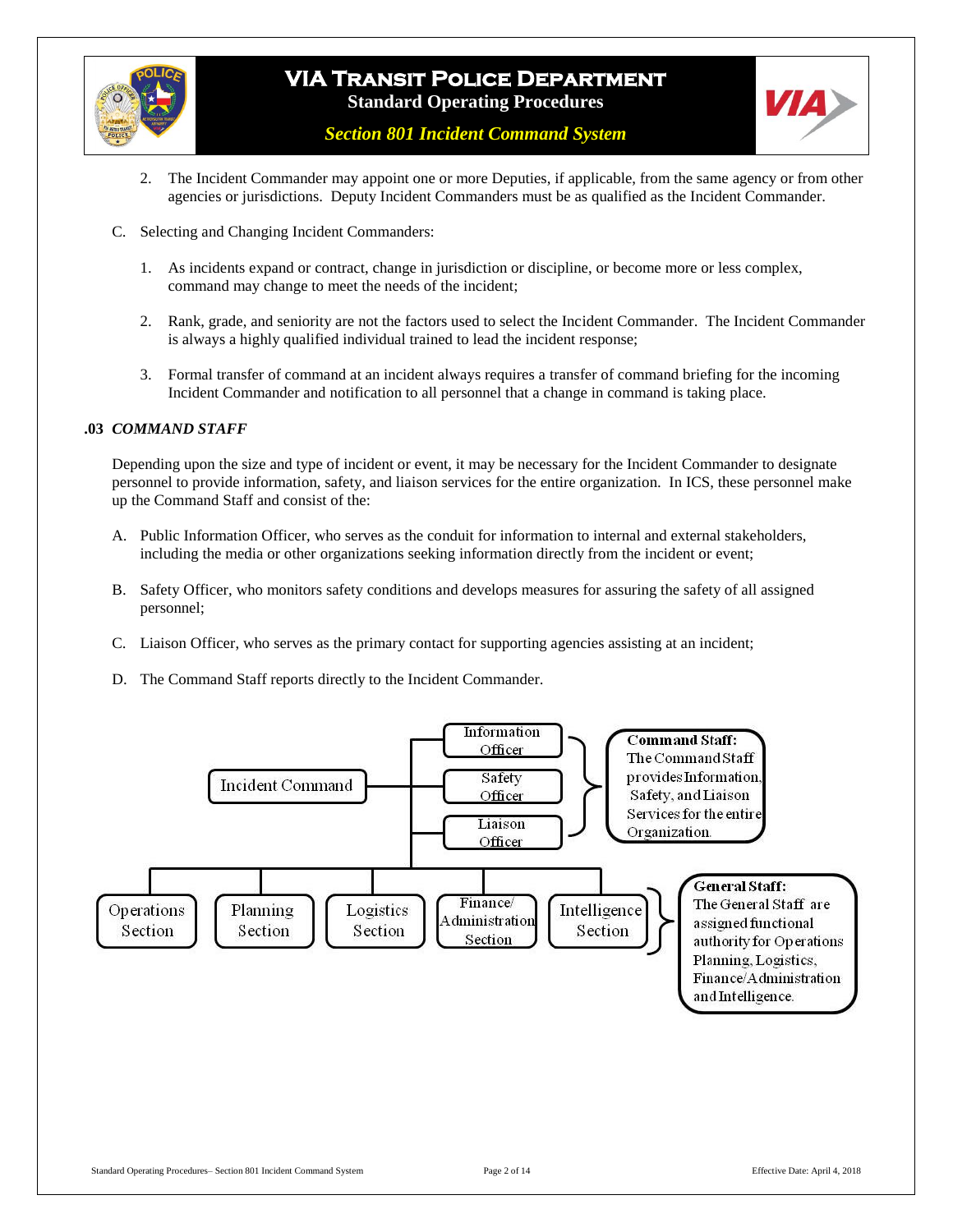2. The Incident Commander may appoint one or more Deputies, if applicable, from the same agency or from other agencies or jurisdictions. Deputy Incident Commanders must be as qualified as the Incident Commander.

C. Selecting and Changing Incident Commanders:

1. As incidents expand or contract, change in jurisdiction or discipline, or become more or less complex, command may change to meet the needs of the incident;

2. Rank, grade, and seniority are not the factors used to select the Incident Commander. The Incident Commander is always a highly qualified individual trained to lead the incident response;

3. Formal transfer of command at an incident always requires a transfer of command briefing for the incoming Incident Commander and notification to all personnel that a change in command is taking place.

### .03 *COMMAND STAFF*

Depending upon the size and type of incident or event, it may be necessary for the Incident Commander to designate personnel to provide information, safety, and liaison services for the entire organization. In ICS, these personnel make up the Command Staff and consist of the:

A. Public Information Officer, who serves as the conduit for information to internal and external stakeholders, including the media or other organizations seeking information directly from the incident or event;

B. Safety Officer, who monitors safety conditions and develops measures for assuring the safety of all assigned personnel;

C. Liaison Officer, who serves as the primary contact for supporting agencies assisting at an incident;

D. The Command Staff reports directly to the Incident Commander.

Incident Command

Information Officer

Safety Officer

Liaison Officer

**Command Staff:** The Command Staff provides Information, Safety, and Liaison Services for the entire Organization.

Operations Section

Planning Section

Logistics Section

Finance/ Administration Section

Intelligence Section

**General Staff:** The General Staff are assigned functional authority for Operations Planning, Logistics, Finance/Administration and Intelligence.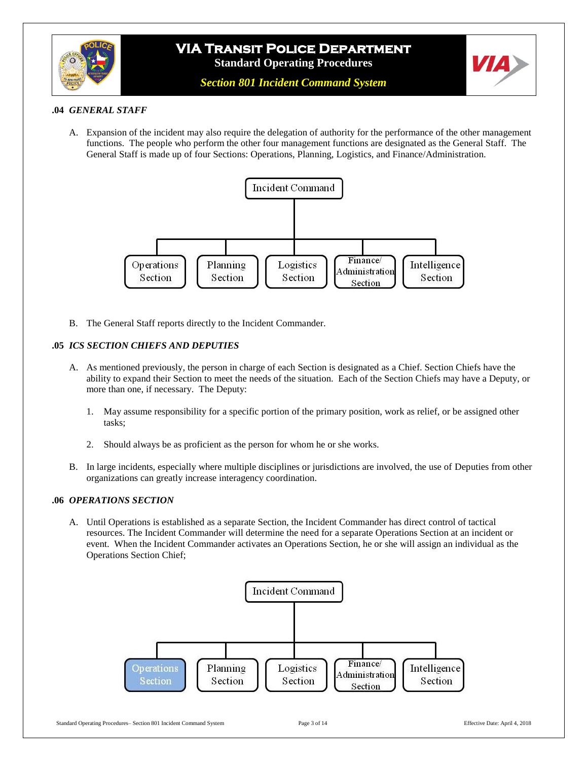### .04 *GENERAL STAFF*

A. Expansion of the incident may also require the delegation of authority for the performance of the other management functions. The people who perform the other four management functions are designated as the General Staff. The General Staff is made up of four Sections: Operations, Planning, Logistics, and Finance/Administration.

Incident Command

Operations Section | Planning Section | Logistics Section | Finance/ Administration Section | Intelligence Section

B. The General Staff reports directly to the Incident Commander.

### .05 *ICS SECTION CHIEFS AND DEPUTIES*

A. As mentioned previously, the person in charge of each Section is designated as a Chief. Section Chiefs have the ability to expand their Section to meet the needs of the situation. Each of the Section Chiefs may have a Deputy, or more than one, if necessary. The Deputy:

1. May assume responsibility for a specific portion of the primary position, work as relief, or be assigned other tasks;

2. Should always be as proficient as the person for whom he or she works.

B. In large incidents, especially where multiple disciplines or jurisdictions are involved, the use of Deputies from other organizations can greatly increase interagency coordination.

### .06 *OPERATIONS SECTION*

A. Until Operations is established as a separate Section, the Incident Commander has direct control of tactical resources. The Incident Commander will determine the need for a separate Operations Section at an incident or event. When the Incident Commander activates an Operations Section, he or she will assign an individual as the Operations Section Chief;

Incident Command

Operations Section | Planning Section | Logistics Section | Finance/ Administration Section | Intelligence Section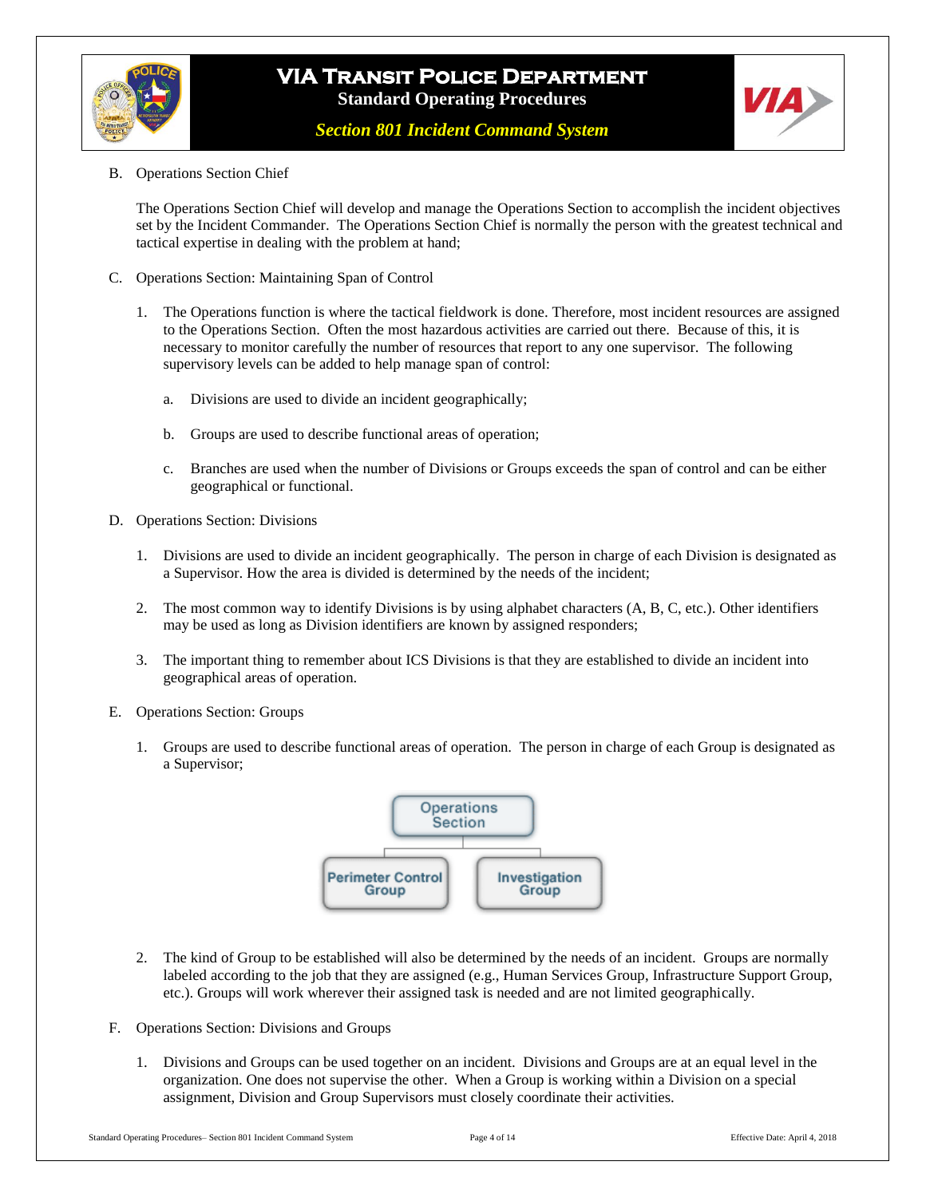B. Operations Section Chief

The Operations Section Chief will develop and manage the Operations Section to accomplish the incident objectives set by the Incident Commander. The Operations Section Chief is normally the person with the greatest technical and tactical expertise in dealing with the problem at hand;

C. Operations Section: Maintaining Span of Control

1. The Operations function is where the tactical fieldwork is done. Therefore, most incident resources are assigned to the Operations Section. Often the most hazardous activities are carried out there. Because of this, it is necessary to monitor carefully the number of resources that report to any one supervisor. The following supervisory levels can be added to help manage span of control:

   a. Divisions are used to divide an incident geographically;

   b. Groups are used to describe functional areas of operation;

   c. Branches are used when the number of Divisions or Groups exceeds the span of control and can be either geographical or functional.

D. Operations Section: Divisions

1. Divisions are used to divide an incident geographically. The person in charge of each Division is designated as a Supervisor. How the area is divided is determined by the needs of the incident;

2. The most common way to identify Divisions is by using alphabet characters (A, B, C, etc.). Other identifiers may be used as long as Division identifiers are known by assigned responders;

3. The important thing to remember about ICS Divisions is that they are established to divide an incident into geographical areas of operation.

E. Operations Section: Groups

1. Groups are used to describe functional areas of operation. The person in charge of each Group is designated as a Supervisor;

Operations Section
- Perimeter Control Group
- Investigation Group

2. The kind of Group to be established will also be determined by the needs of an incident. Groups are normally labeled according to the job that they are assigned (e.g., Human Services Group, Infrastructure Support Group, etc.). Groups will work wherever their assigned task is needed and are not limited geographically.

F. Operations Section: Divisions and Groups

1. Divisions and Groups can be used together on an incident. Divisions and Groups are at an equal level in the organization. One does not supervise the other. When a Group is working within a Division on a special assignment, Division and Group Supervisors must closely coordinate their activities.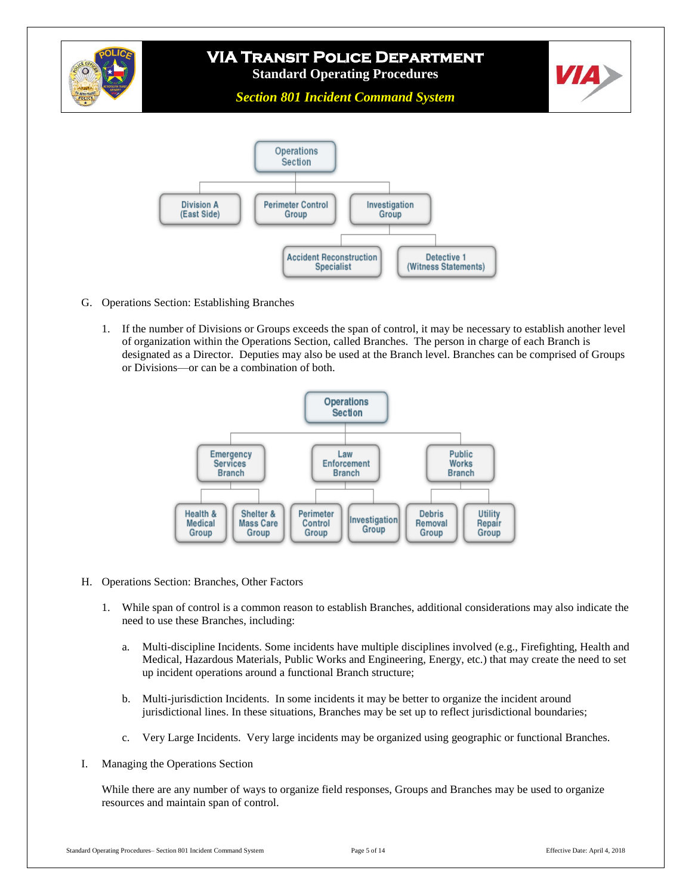Operations Section

- Division A (East Side)
- Perimeter Control Group
- Investigation Group
  - Accident Reconstruction Specialist
  - Detective 1 (Witness Statements)

G. Operations Section: Establishing Branches

1. If the number of Divisions or Groups exceeds the span of control, it may be necessary to establish another level of organization within the Operations Section, called Branches. The person in charge of each Branch is designated as a Director. Deputies may also be used at the Branch level. Branches can be comprised of Groups or Divisions—or can be a combination of both.

Operations Section

- Emergency Services Branch
  - Health & Medical Group
  - Shelter & Mass Care Group
- Law Enforcement Branch
  - Perimeter Control Group
  - Investigation Group
- Public Works Branch
  - Debris Removal Group
  - Utility Repair Group

H. Operations Section: Branches, Other Factors

1. While span of control is a common reason to establish Branches, additional considerations may also indicate the need to use these Branches, including:

   a. Multi-discipline Incidents. Some incidents have multiple disciplines involved (e.g., Firefighting, Health and Medical, Hazardous Materials, Public Works and Engineering, Energy, etc.) that may create the need to set up incident operations around a functional Branch structure;

   b. Multi-jurisdiction Incidents. In some incidents it may be better to organize the incident around jurisdictional lines. In these situations, Branches may be set up to reflect jurisdictional boundaries;

   c. Very Large Incidents. Very large incidents may be organized using geographic or functional Branches.

I. Managing the Operations Section

While there are any number of ways to organize field responses, Groups and Branches may be used to organize resources and maintain span of control.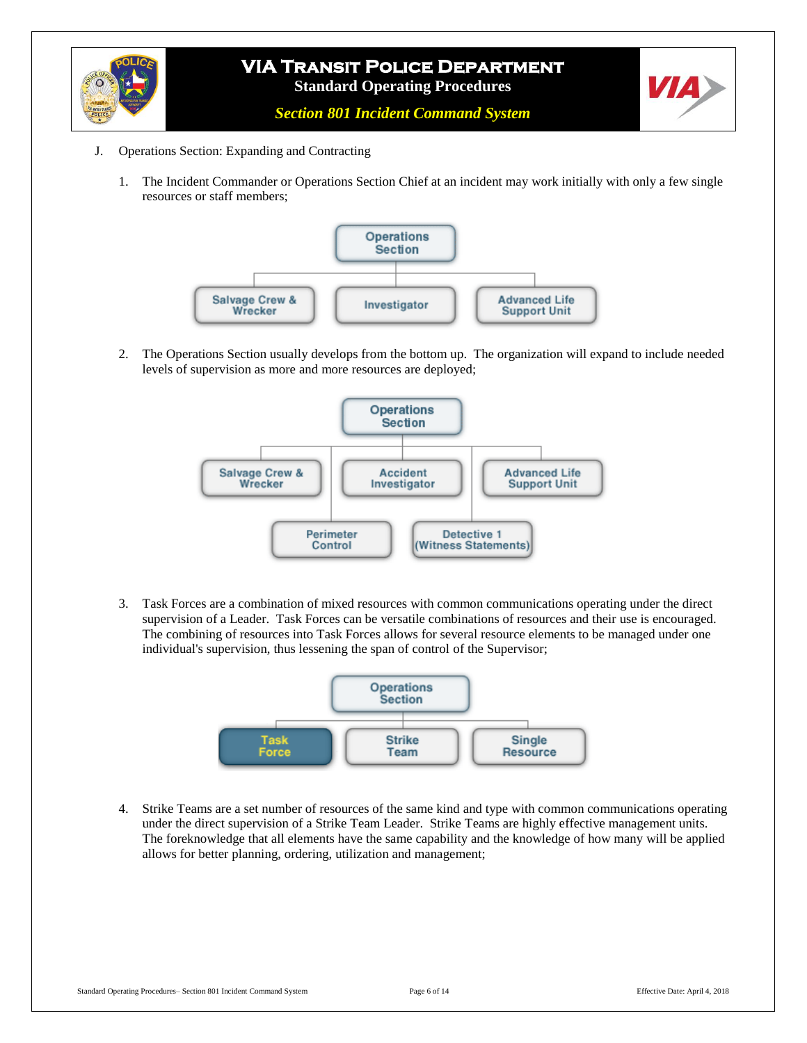J. Operations Section: Expanding and Contracting

1. The Incident Commander or Operations Section Chief at an incident may work initially with only a few single resources or staff members;

Operations Section

Salvage Crew & Wrecker | Investigator | Advanced Life Support Unit

2. The Operations Section usually develops from the bottom up. The organization will expand to include needed levels of supervision as more and more resources are deployed;

Operations Section

Salvage Crew & Wrecker | Accident Investigator | Advanced Life Support Unit | Perimeter Control | Detective 1 (Witness Statements)

3. Task Forces are a combination of mixed resources with common communications operating under the direct supervision of a Leader. Task Forces can be versatile combinations of resources and their use is encouraged. The combining of resources into Task Forces allows for several resource elements to be managed under one individual's supervision, thus lessening the span of control of the Supervisor;

Operations Section

Task Force | Strike Team | Single Resource

4. Strike Teams are a set number of resources of the same kind and type with common communications operating under the direct supervision of a Strike Team Leader. Strike Teams are highly effective management units. The foreknowledge that all elements have the same capability and the knowledge of how many will be applied allows for better planning, ordering, utilization and management;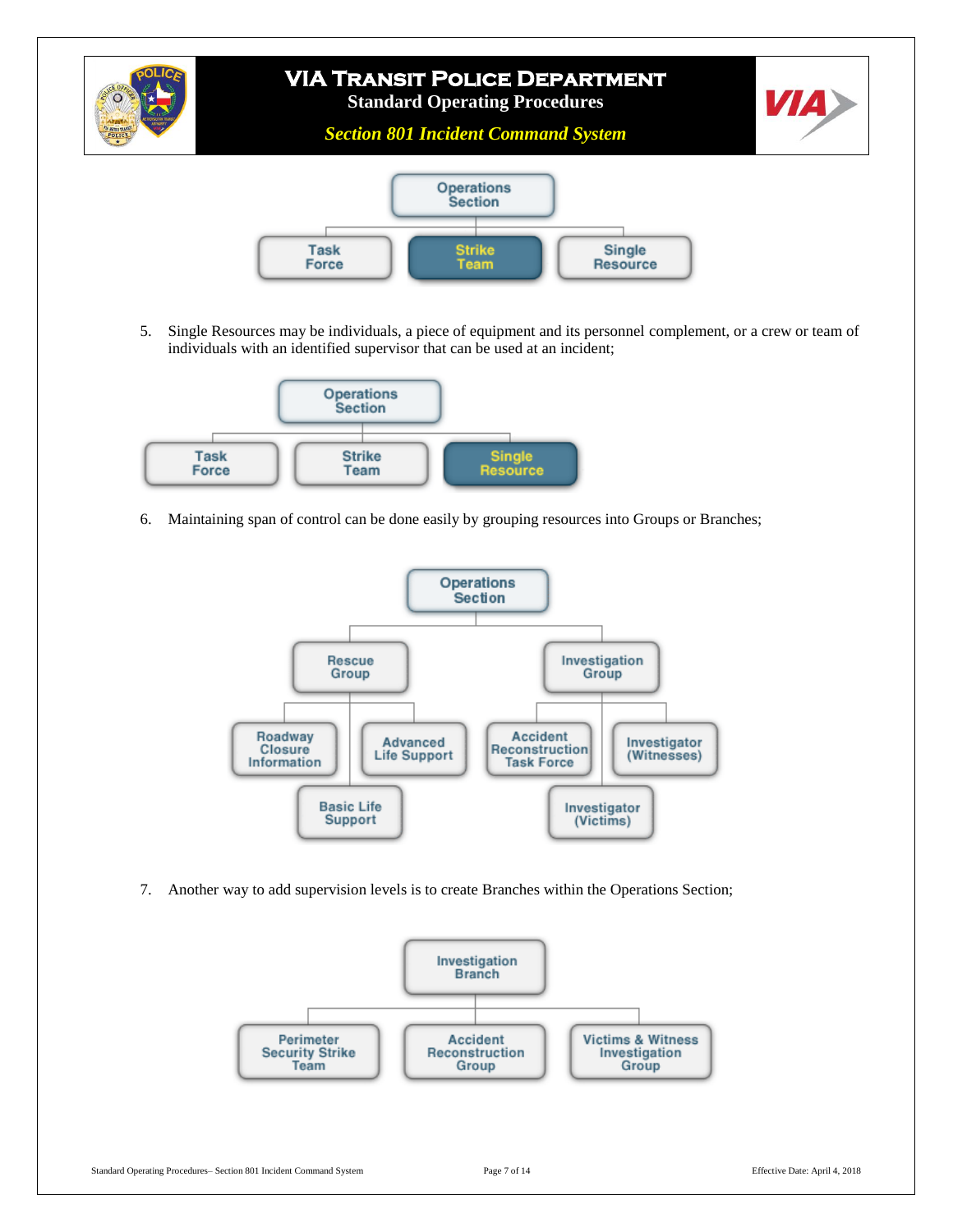Operations Section

- Task Force
- **Strike Team**
- Single Resource

5. Single Resources may be individuals, a piece of equipment and its personnel complement, or a crew or team of individuals with an identified supervisor that can be used at an incident;

Operations Section

- Task Force
- Strike Team
- **Single Resource**

6. Maintaining span of control can be done easily by grouping resources into Groups or Branches;

Operations Section

- Rescue Group
  - Roadway Closure Information
  - Advanced Life Support
  - Basic Life Support
- Investigation Group
  - Accident Reconstruction Task Force
  - Investigator (Witnesses)
  - Investigator (Victims)

7. Another way to add supervision levels is to create Branches within the Operations Section;

Investigation Branch

- Perimeter Security Strike Team
- Accident Reconstruction Group
- Victims & Witness Investigation Group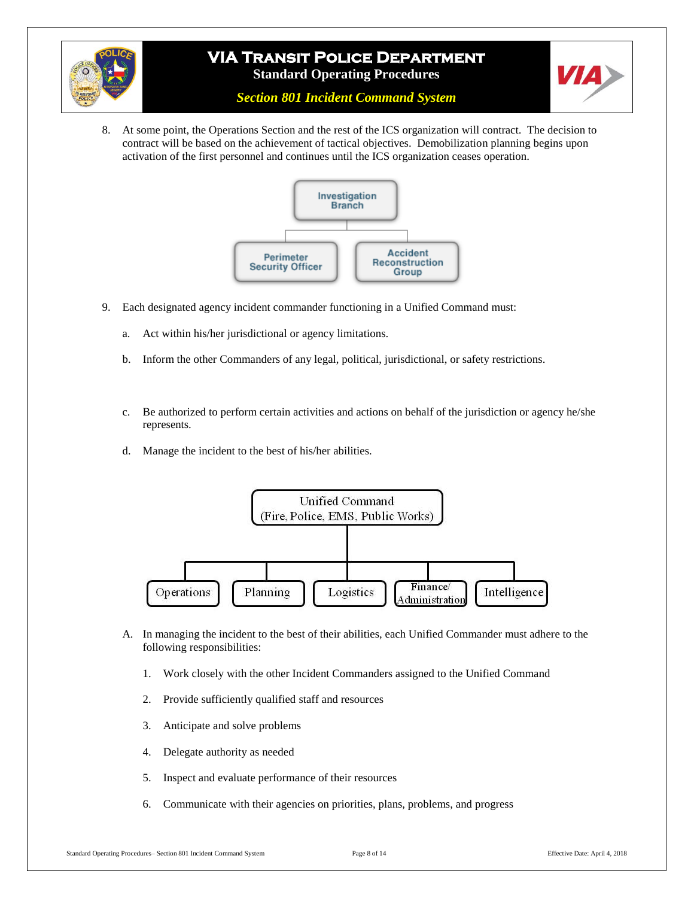8. At some point, the Operations Section and the rest of the ICS organization will contract. The decision to contract will be based on the achievement of tactical objectives. Demobilization planning begins upon activation of the first personnel and continues until the ICS organization ceases operation.

Investigation Branch

- Perimeter Security Officer
- Accident Reconstruction Group

9. Each designated agency incident commander functioning in a Unified Command must:

   a. Act within his/her jurisdictional or agency limitations.

   b. Inform the other Commanders of any legal, political, jurisdictional, or safety restrictions.

   c. Be authorized to perform certain activities and actions on behalf of the jurisdiction or agency he/she represents.

   d. Manage the incident to the best of his/her abilities.

Unified Command (Fire, Police, EMS, Public Works)

- Operations
- Planning
- Logistics
- Finance/Administration
- Intelligence

   A. In managing the incident to the best of their abilities, each Unified Commander must adhere to the following responsibilities:

      1. Work closely with the other Incident Commanders assigned to the Unified Command

      2. Provide sufficiently qualified staff and resources

      3. Anticipate and solve problems

      4. Delegate authority as needed

      5. Inspect and evaluate performance of their resources

      6. Communicate with their agencies on priorities, plans, problems, and progress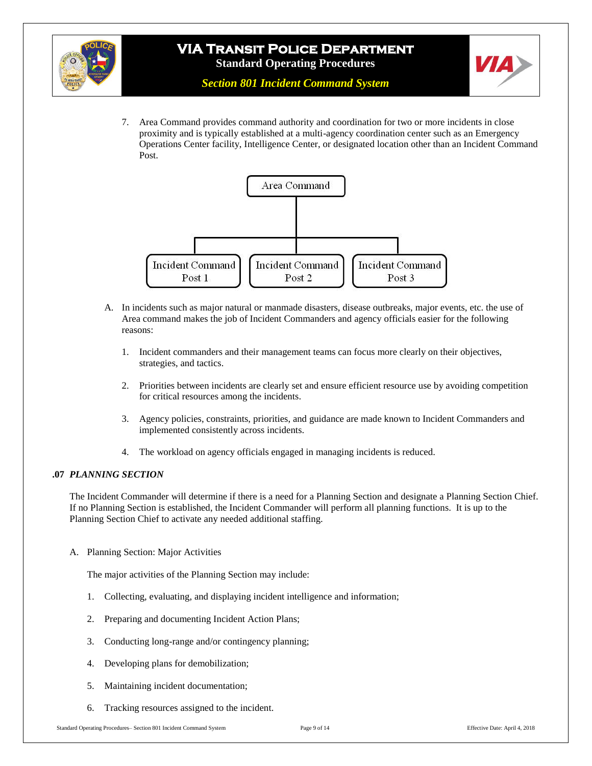7. Area Command provides command authority and coordination for two or more incidents in close proximity and is typically established at a multi-agency coordination center such as an Emergency Operations Center facility, Intelligence Center, or designated location other than an Incident Command Post.

Area Command

Incident Command Post 1 | Incident Command Post 2 | Incident Command Post 3

A. In incidents such as major natural or manmade disasters, disease outbreaks, major events, etc. the use of Area command makes the job of Incident Commanders and agency officials easier for the following reasons:

   1. Incident commanders and their management teams can focus more clearly on their objectives, strategies, and tactics.

   2. Priorities between incidents are clearly set and ensure efficient resource use by avoiding competition for critical resources among the incidents.

   3. Agency policies, constraints, priorities, and guidance are made known to Incident Commanders and implemented consistently across incidents.

   4. The workload on agency officials engaged in managing incidents is reduced.

## .07 *PLANNING SECTION*

The Incident Commander will determine if there is a need for a Planning Section and designate a Planning Section Chief. If no Planning Section is established, the Incident Commander will perform all planning functions. It is up to the Planning Section Chief to activate any needed additional staffing.

A. Planning Section: Major Activities

   The major activities of the Planning Section may include:

   1. Collecting, evaluating, and displaying incident intelligence and information;

   2. Preparing and documenting Incident Action Plans;

   3. Conducting long-range and/or contingency planning;

   4. Developing plans for demobilization;

   5. Maintaining incident documentation;

   6. Tracking resources assigned to the incident.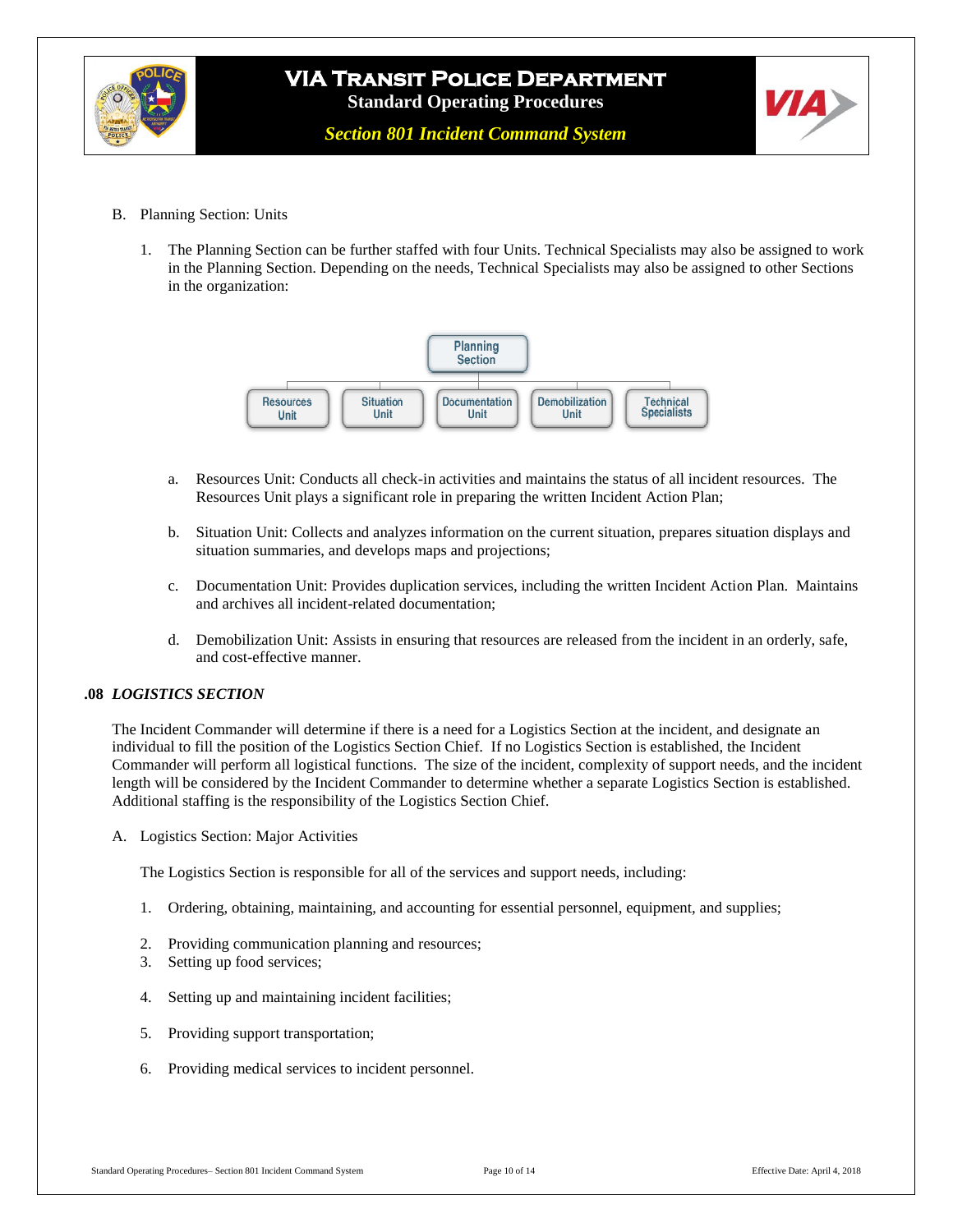B. Planning Section: Units

1. The Planning Section can be further staffed with four Units. Technical Specialists may also be assigned to work in the Planning Section. Depending on the needs, Technical Specialists may also be assigned to other Sections in the organization:

Planning Section
- Resources Unit
- Situation Unit
- Documentation Unit
- Demobilization Unit
- Technical Specialists

   a. Resources Unit: Conducts all check-in activities and maintains the status of all incident resources. The Resources Unit plays a significant role in preparing the written Incident Action Plan;

   b. Situation Unit: Collects and analyzes information on the current situation, prepares situation displays and situation summaries, and develops maps and projections;

   c. Documentation Unit: Provides duplication services, including the written Incident Action Plan. Maintains and archives all incident-related documentation;

   d. Demobilization Unit: Assists in ensuring that resources are released from the incident in an orderly, safe, and cost-effective manner.

## .08 *LOGISTICS SECTION*

The Incident Commander will determine if there is a need for a Logistics Section at the incident, and designate an individual to fill the position of the Logistics Section Chief. If no Logistics Section is established, the Incident Commander will perform all logistical functions. The size of the incident, complexity of support needs, and the incident length will be considered by the Incident Commander to determine whether a separate Logistics Section is established. Additional staffing is the responsibility of the Logistics Section Chief.

A. Logistics Section: Major Activities

The Logistics Section is responsible for all of the services and support needs, including:

1. Ordering, obtaining, maintaining, and accounting for essential personnel, equipment, and supplies;
2. Providing communication planning and resources;
3. Setting up food services;
4. Setting up and maintaining incident facilities;
5. Providing support transportation;
6. Providing medical services to incident personnel.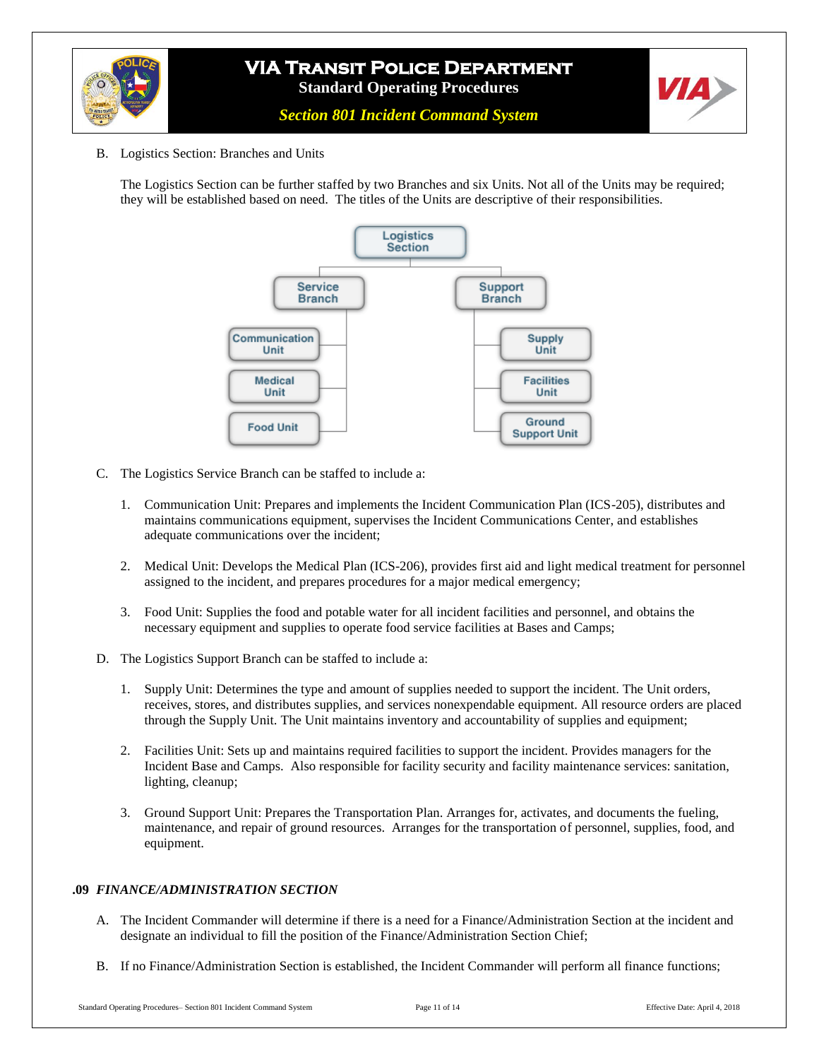B. Logistics Section: Branches and Units

The Logistics Section can be further staffed by two Branches and six Units. Not all of the Units may be required; they will be established based on need. The titles of the Units are descriptive of their responsibilities.

- Logistics Section
  - Service Branch
    - Communication Unit
    - Medical Unit
    - Food Unit
  - Support Branch
    - Supply Unit
    - Facilities Unit
    - Ground Support Unit

C. The Logistics Service Branch can be staffed to include a:

1. Communication Unit: Prepares and implements the Incident Communication Plan (ICS-205), distributes and maintains communications equipment, supervises the Incident Communications Center, and establishes adequate communications over the incident;

2. Medical Unit: Develops the Medical Plan (ICS-206), provides first aid and light medical treatment for personnel assigned to the incident, and prepares procedures for a major medical emergency;

3. Food Unit: Supplies the food and potable water for all incident facilities and personnel, and obtains the necessary equipment and supplies to operate food service facilities at Bases and Camps;

D. The Logistics Support Branch can be staffed to include a:

1. Supply Unit: Determines the type and amount of supplies needed to support the incident. The Unit orders, receives, stores, and distributes supplies, and services nonexpendable equipment. All resource orders are placed through the Supply Unit. The Unit maintains inventory and accountability of supplies and equipment;

2. Facilities Unit: Sets up and maintains required facilities to support the incident. Provides managers for the Incident Base and Camps. Also responsible for facility security and facility maintenance services: sanitation, lighting, cleanup;

3. Ground Support Unit: Prepares the Transportation Plan. Arranges for, activates, and documents the fueling, maintenance, and repair of ground resources. Arranges for the transportation of personnel, supplies, food, and equipment.

## .09 *FINANCE/ADMINISTRATION SECTION*

A. The Incident Commander will determine if there is a need for a Finance/Administration Section at the incident and designate an individual to fill the position of the Finance/Administration Section Chief;

B. If no Finance/Administration Section is established, the Incident Commander will perform all finance functions;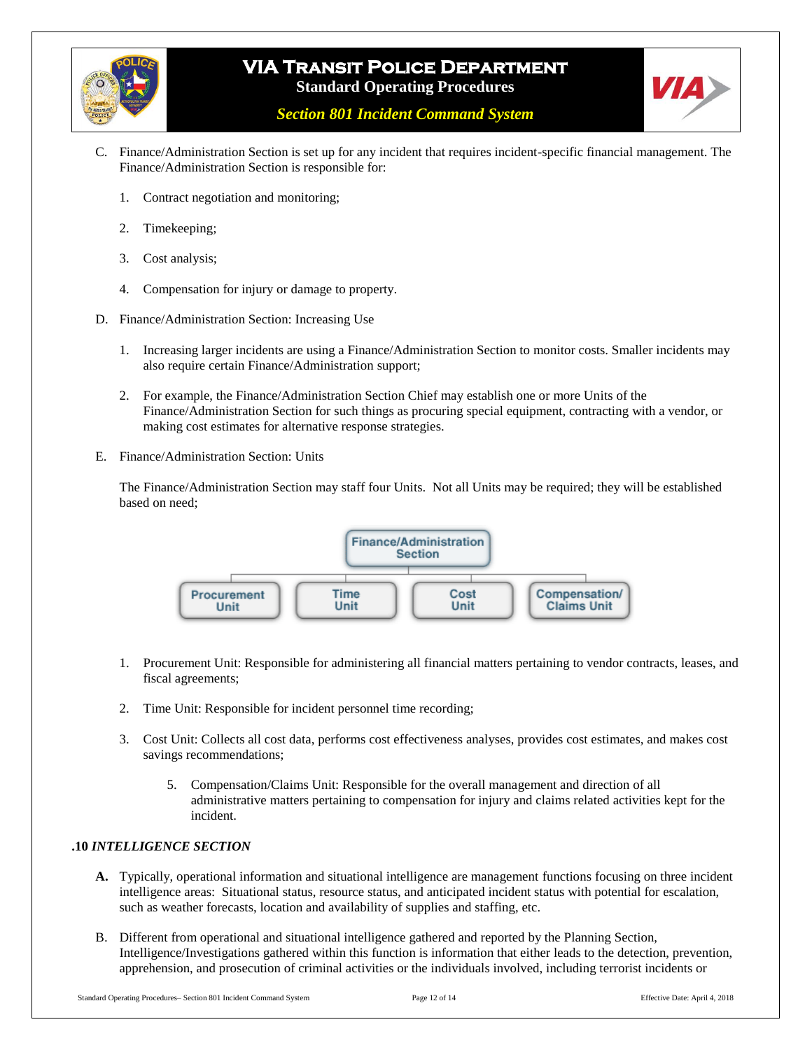C. Finance/Administration Section is set up for any incident that requires incident-specific financial management. The Finance/Administration Section is responsible for:

   1. Contract negotiation and monitoring;

   2. Timekeeping;

   3. Cost analysis;

   4. Compensation for injury or damage to property.

D. Finance/Administration Section: Increasing Use

   1. Increasing larger incidents are using a Finance/Administration Section to monitor costs. Smaller incidents may also require certain Finance/Administration support;

   2. For example, the Finance/Administration Section Chief may establish one or more Units of the Finance/Administration Section for such things as procuring special equipment, contracting with a vendor, or making cost estimates for alternative response strategies.

E. Finance/Administration Section: Units

   The Finance/Administration Section may staff four Units. Not all Units may be required; they will be established based on need;

   Finance/Administration Section
   - Procurement Unit
   - Time Unit
   - Cost Unit
   - Compensation/Claims Unit

   1. Procurement Unit: Responsible for administering all financial matters pertaining to vendor contracts, leases, and fiscal agreements;

   2. Time Unit: Responsible for incident personnel time recording;

   3. Cost Unit: Collects all cost data, performs cost effectiveness analyses, provides cost estimates, and makes cost savings recommendations;

      5. Compensation/Claims Unit: Responsible for the overall management and direction of all administrative matters pertaining to compensation for injury and claims related activities kept for the incident.

**.10** ***INTELLIGENCE SECTION***

**A.** Typically, operational information and situational intelligence are management functions focusing on three incident intelligence areas: Situational status, resource status, and anticipated incident status with potential for escalation, such as weather forecasts, location and availability of supplies and staffing, etc.

B. Different from operational and situational intelligence gathered and reported by the Planning Section, Intelligence/Investigations gathered within this function is information that either leads to the detection, prevention, apprehension, and prosecution of criminal activities or the individuals involved, including terrorist incidents or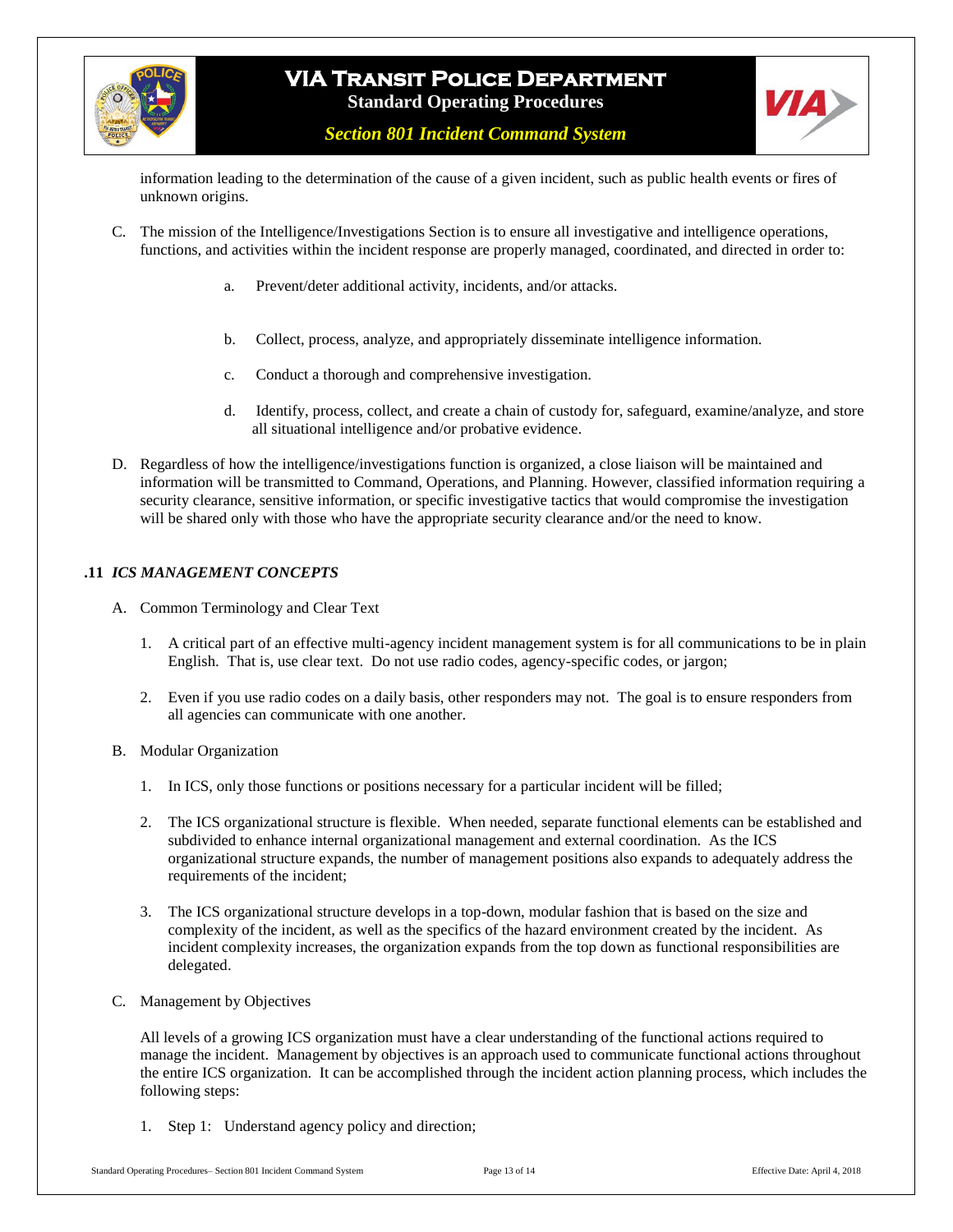information leading to the determination of the cause of a given incident, such as public health events or fires of unknown origins.

C. The mission of the Intelligence/Investigations Section is to ensure all investigative and intelligence operations, functions, and activities within the incident response are properly managed, coordinated, and directed in order to:

   a. Prevent/deter additional activity, incidents, and/or attacks.

   b. Collect, process, analyze, and appropriately disseminate intelligence information.

   c. Conduct a thorough and comprehensive investigation.

   d. Identify, process, collect, and create a chain of custody for, safeguard, examine/analyze, and store all situational intelligence and/or probative evidence.

D. Regardless of how the intelligence/investigations function is organized, a close liaison will be maintained and information will be transmitted to Command, Operations, and Planning. However, classified information requiring a security clearance, sensitive information, or specific investigative tactics that would compromise the investigation will be shared only with those who have the appropriate security clearance and/or the need to know.

### .11 *ICS MANAGEMENT CONCEPTS*

A. Common Terminology and Clear Text

   1. A critical part of an effective multi-agency incident management system is for all communications to be in plain English. That is, use clear text. Do not use radio codes, agency-specific codes, or jargon;

   2. Even if you use radio codes on a daily basis, other responders may not. The goal is to ensure responders from all agencies can communicate with one another.

B. Modular Organization

   1. In ICS, only those functions or positions necessary for a particular incident will be filled;

   2. The ICS organizational structure is flexible. When needed, separate functional elements can be established and subdivided to enhance internal organizational management and external coordination. As the ICS organizational structure expands, the number of management positions also expands to adequately address the requirements of the incident;

   3. The ICS organizational structure develops in a top-down, modular fashion that is based on the size and complexity of the incident, as well as the specifics of the hazard environment created by the incident. As incident complexity increases, the organization expands from the top down as functional responsibilities are delegated.

C. Management by Objectives

   All levels of a growing ICS organization must have a clear understanding of the functional actions required to manage the incident. Management by objectives is an approach used to communicate functional actions throughout the entire ICS organization. It can be accomplished through the incident action planning process, which includes the following steps:

   1. Step 1: Understand agency policy and direction;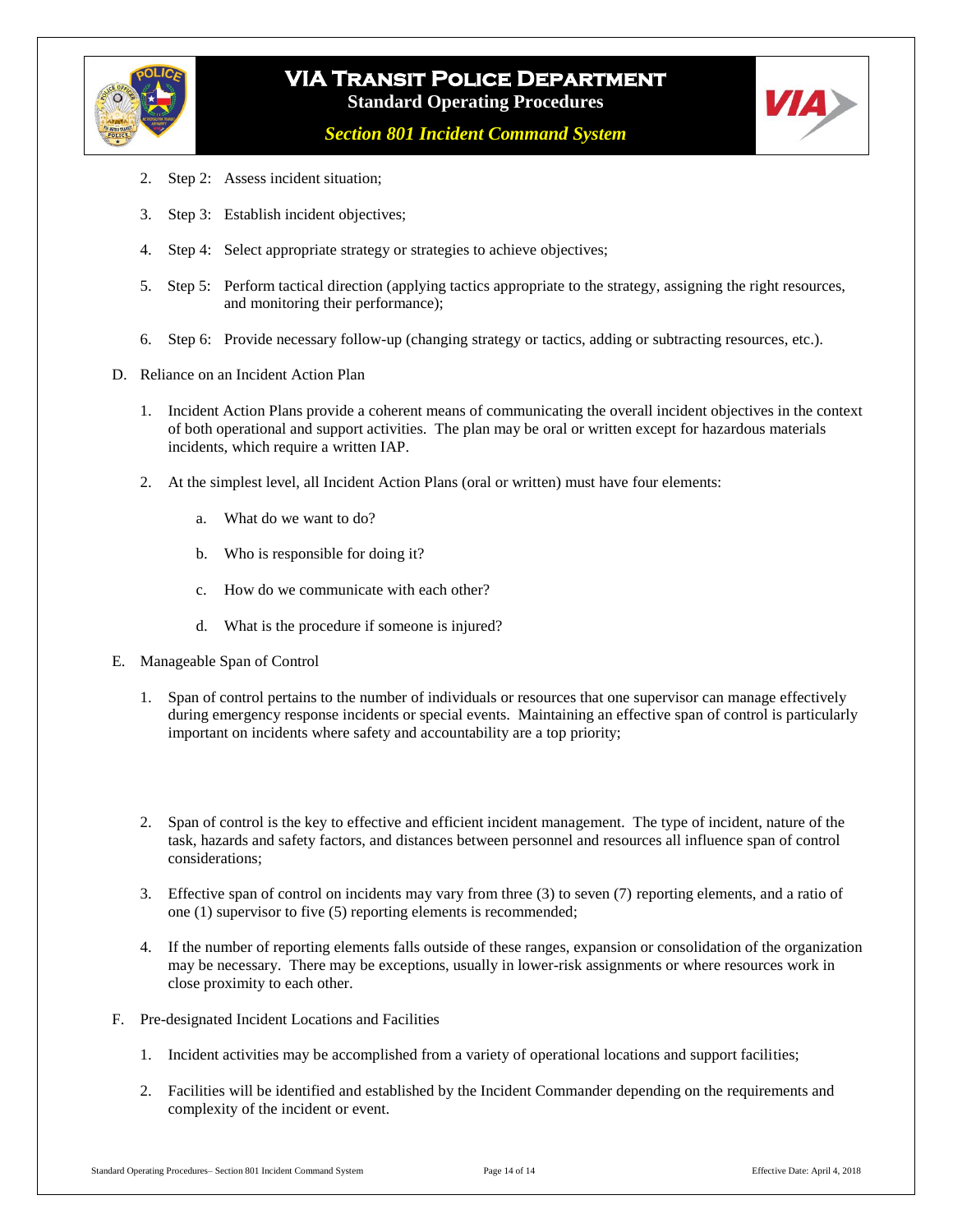2. Step 2: Assess incident situation;

3. Step 3: Establish incident objectives;

4. Step 4: Select appropriate strategy or strategies to achieve objectives;

5. Step 5: Perform tactical direction (applying tactics appropriate to the strategy, assigning the right resources, and monitoring their performance);

6. Step 6: Provide necessary follow-up (changing strategy or tactics, adding or subtracting resources, etc.).

D. Reliance on an Incident Action Plan

1. Incident Action Plans provide a coherent means of communicating the overall incident objectives in the context of both operational and support activities. The plan may be oral or written except for hazardous materials incidents, which require a written IAP.

2. At the simplest level, all Incident Action Plans (oral or written) must have four elements:

   a. What do we want to do?

   b. Who is responsible for doing it?

   c. How do we communicate with each other?

   d. What is the procedure if someone is injured?

E. Manageable Span of Control

1. Span of control pertains to the number of individuals or resources that one supervisor can manage effectively during emergency response incidents or special events. Maintaining an effective span of control is particularly important on incidents where safety and accountability are a top priority;

2. Span of control is the key to effective and efficient incident management. The type of incident, nature of the task, hazards and safety factors, and distances between personnel and resources all influence span of control considerations;

3. Effective span of control on incidents may vary from three (3) to seven (7) reporting elements, and a ratio of one (1) supervisor to five (5) reporting elements is recommended;

4. If the number of reporting elements falls outside of these ranges, expansion or consolidation of the organization may be necessary. There may be exceptions, usually in lower-risk assignments or where resources work in close proximity to each other.

F. Pre-designated Incident Locations and Facilities

1. Incident activities may be accomplished from a variety of operational locations and support facilities;

2. Facilities will be identified and established by the Incident Commander depending on the requirements and complexity of the incident or event.